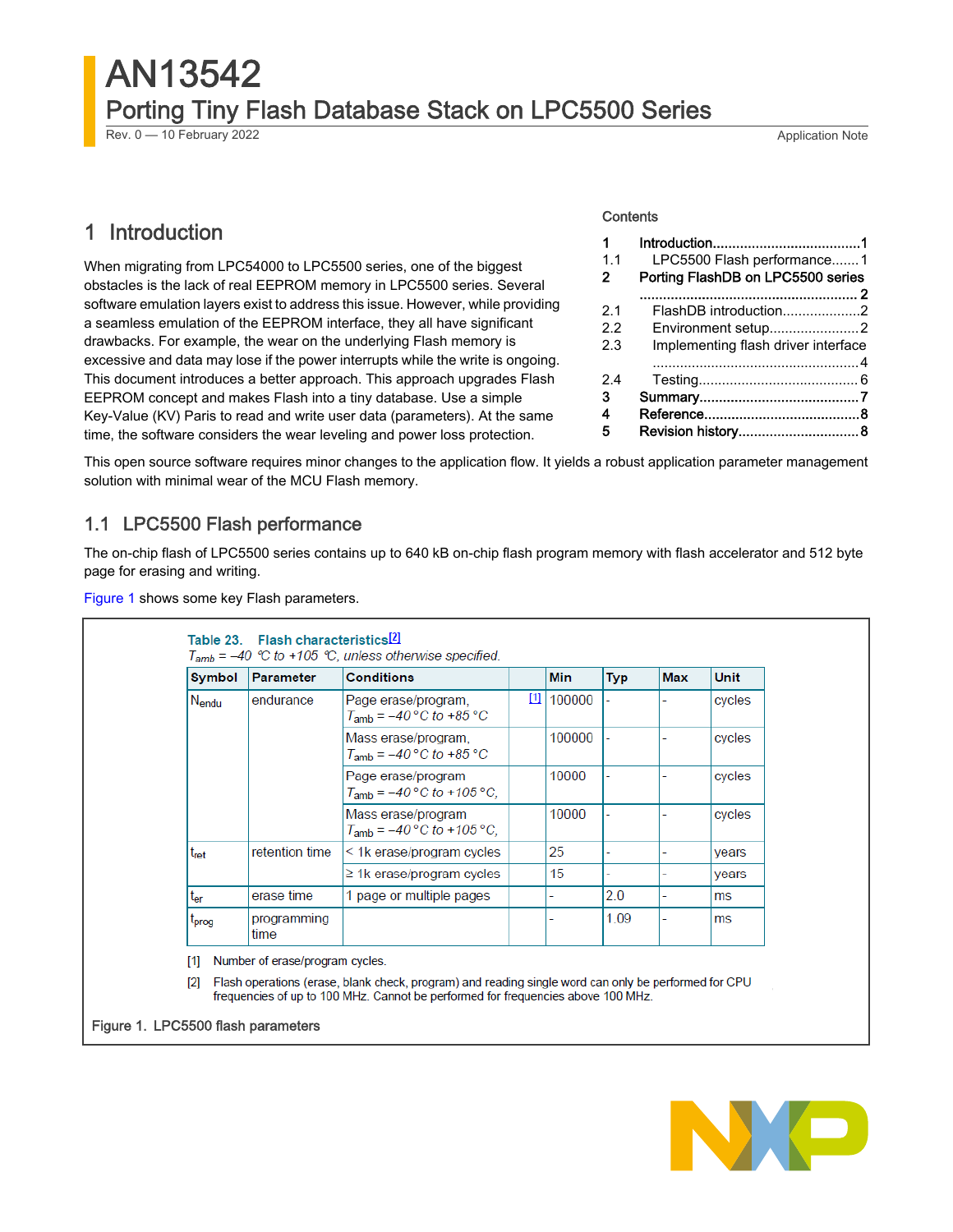# AN13542

## Porting Tiny Flash Database Stack on LPC5500 Series

Rev. 0 — 10 February 2022

Application Note

Contents

| | | |
|---|---|---|
| 1 | Introduction | 1 |
| 1.1 | LPC5500 Flash performance | 1 |
| 2 | Porting FlashDB on LPC5500 series | 2 |
| 2.1 | FlashDB introduction | 2 |
| 2.2 | Environment setup | 2 |
| 2.3 | Implementing flash driver interface | 4 |
| 2.4 | Testing | 6 |
| 3 | Summary | 7 |
| 4 | Reference | 8 |
| 5 | Revision history | 8 |

## 1 Introduction

When migrating from LPC54000 to LPC5500 series, one of the biggest obstacles is the lack of real EEPROM memory in LPC5500 series. Several software emulation layers exist to address this issue. However, while providing a seamless emulation of the EEPROM interface, they all have significant drawbacks. For example, the wear on the underlying Flash memory is excessive and data may lose if the power interrupts while the write is ongoing. This document introduces a better approach. This approach upgrades Flash EEPROM concept and makes Flash into a tiny database. Use a simple Key-Value (KV) Paris to read and write user data (parameters). At the same time, the software considers the wear leveling and power loss protection.

This open source software requires minor changes to the application flow. It yields a robust application parameter management solution with minimal wear of the MCU Flash memory.

### 1.1 LPC5500 Flash performance

The on-chip flash of LPC5500 series contains up to 640 kB on-chip flash program memory with flash accelerator and 512 byte page for erasing and writing.

Figure 1 shows some key Flash parameters.

**Table 23. Flash characteristics**[2]

*$T_{amb}$ = –40 °C to +105 °C, unless otherwise specified.*

| Symbol | Parameter | Conditions | | Min | Typ | Max | Unit |
|---|---|---|---|---|---|---|---|
| $N_{endu}$ | endurance | Page erase/program, $T_{amb}$ = −40 °C to +85 °C | [1] | 100000 | - | - | cycles |
| | | Mass erase/program, $T_{amb}$ = −40 °C to +85 °C | | 100000 | - | - | cycles |
| | | Page erase/program $T_{amb}$ = −40 °C to +105 °C, | | 10000 | - | - | cycles |
| | | Mass erase/program $T_{amb}$ = −40 °C to +105 °C, | | 10000 | - | - | cycles |
| $t_{ret}$ | retention time | < 1k erase/program cycles | | 25 | - | - | years |
| | | ≥ 1k erase/program cycles | | 15 | - | - | years |
| $t_{er}$ | erase time | 1 page or multiple pages | | - | 2.0 | - | ms |
| $t_{prog}$ | programming time | | | - | 1.09 | - | ms |

[1] Number of erase/program cycles.

[2] Flash operations (erase, blank check, program) and reading single word can only be performed for CPU frequencies of up to 100 MHz. Cannot be performed for frequencies above 100 MHz.

Figure 1. LPC5500 flash parameters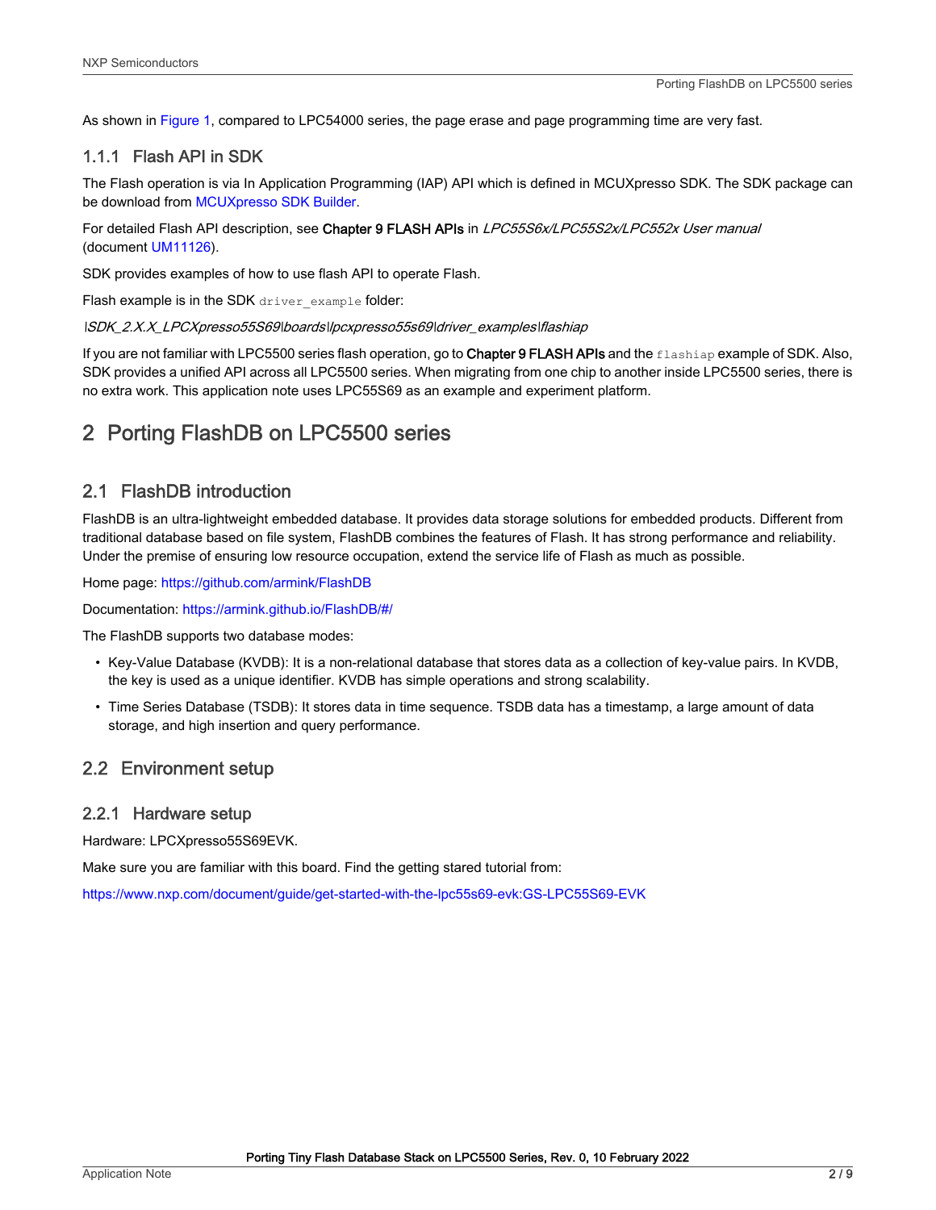As shown in Figure 1, compared to LPC54000 series, the page erase and page programming time are very fast.

### 1.1.1 Flash API in SDK

The Flash operation is via In Application Programming (IAP) API which is defined in MCUXpresso SDK. The SDK package can be download from MCUXpresso SDK Builder.

For detailed Flash API description, see **Chapter 9 FLASH APIs** in *LPC55S6x/LPC55S2x/LPC552x User manual* (document UM11126).

SDK provides examples of how to use flash API to operate Flash.

Flash example is in the SDK `driver_example` folder:

*\SDK_2.X.X_LPCXpresso55S69\boards\lpcxpresso55s69\driver_examples\flashiap*

If you are not familiar with LPC5500 series flash operation, go to **Chapter 9 FLASH APIs** and the `flashiap` example of SDK. Also, SDK provides a unified API across all LPC5500 series. When migrating from one chip to another inside LPC5500 series, there is no extra work. This application note uses LPC55S69 as an example and experiment platform.

# 2 Porting FlashDB on LPC5500 series

## 2.1 FlashDB introduction

FlashDB is an ultra-lightweight embedded database. It provides data storage solutions for embedded products. Different from traditional database based on file system, FlashDB combines the features of Flash. It has strong performance and reliability. Under the premise of ensuring low resource occupation, extend the service life of Flash as much as possible.

Home page: https://github.com/armink/FlashDB

Documentation: https://armink.github.io/FlashDB/#/

The FlashDB supports two database modes:

- Key-Value Database (KVDB): It is a non-relational database that stores data as a collection of key-value pairs. In KVDB, the key is used as a unique identifier. KVDB has simple operations and strong scalability.
- Time Series Database (TSDB): It stores data in time sequence. TSDB data has a timestamp, a large amount of data storage, and high insertion and query performance.

## 2.2 Environment setup

### 2.2.1 Hardware setup

Hardware: LPCXpresso55S69EVK.

Make sure you are familiar with this board. Find the getting stared tutorial from:

https://www.nxp.com/document/guide/get-started-with-the-lpc55s69-evk:GS-LPC55S69-EVK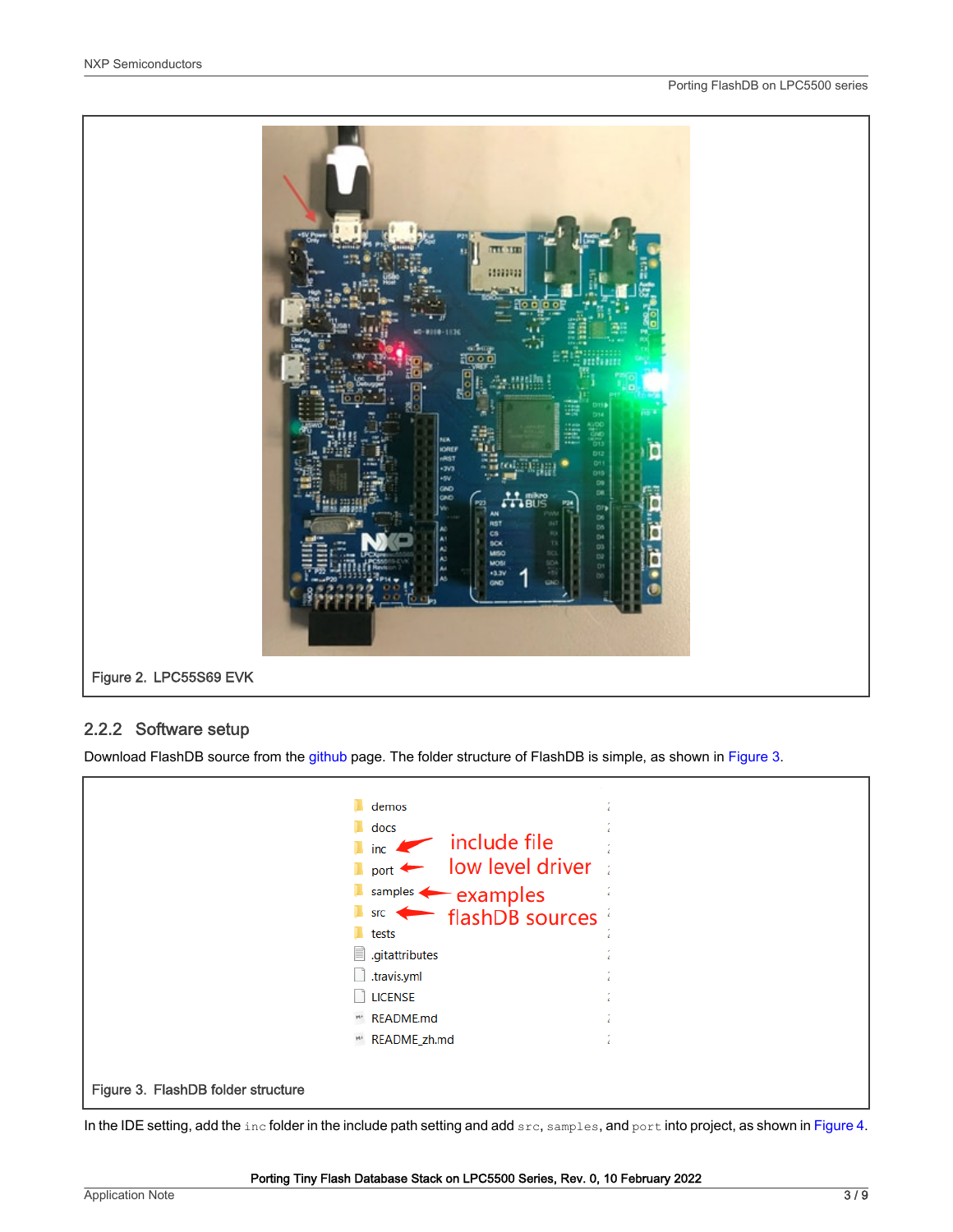Figure 2. LPC55S69 EVK

### 2.2.2 Software setup

Download FlashDB source from the github page. The folder structure of FlashDB is simple, as shown in Figure 3.

Figure 3. FlashDB folder structure

In the IDE setting, add the `inc` folder in the include path setting and add `src`, `samples`, and `port` into project, as shown in Figure 4.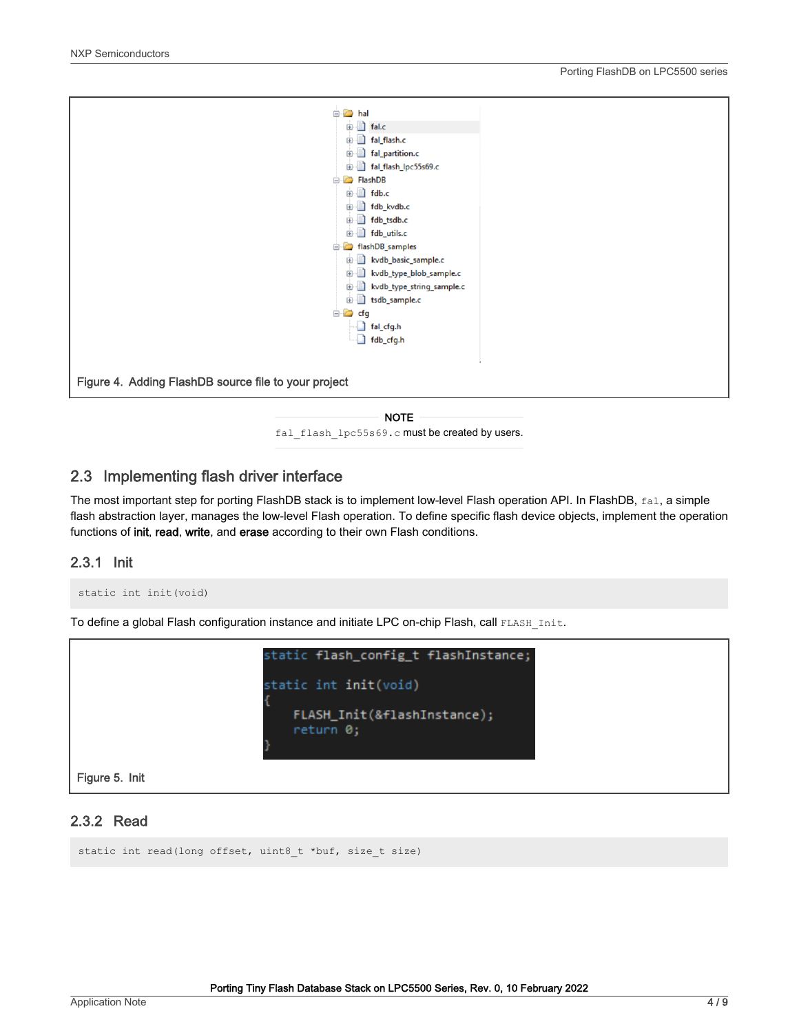```
hal
  fal.c
  fal_flash.c
  fal_partition.c
  fal_flash_lpc55s69.c
FlashDB
  fdb.c
  fdb_kvdb.c
  fdb_tsdb.c
  fdb_utils.c
flashDB_samples
  kvdb_basic_sample.c
  kvdb_type_blob_sample.c
  kvdb_type_string_sample.c
  tsdb_sample.c
cfg
  fal_cfg.h
  fdb_cfg.h
```

Figure 4. Adding FlashDB source file to your project

**NOTE**

`fal_flash_lpc55s69.c` must be created by users.

## 2.3 Implementing flash driver interface

The most important step for porting FlashDB stack is to implement low-level Flash operation API. In FlashDB, `fal`, a simple flash abstraction layer, manages the low-level Flash operation. To define specific flash device objects, implement the operation functions of **init**, **read**, **write**, and **erase** according to their own Flash conditions.

### 2.3.1 Init

```
static int init(void)
```

To define a global Flash configuration instance and initiate LPC on-chip Flash, call `FLASH_Init`.

```
static flash_config_t flashInstance;

static int init(void)
{
    FLASH_Init(&flashInstance);
    return 0;
}
```

Figure 5. Init

### 2.3.2 Read

```
static int read(long offset, uint8_t *buf, size_t size)
```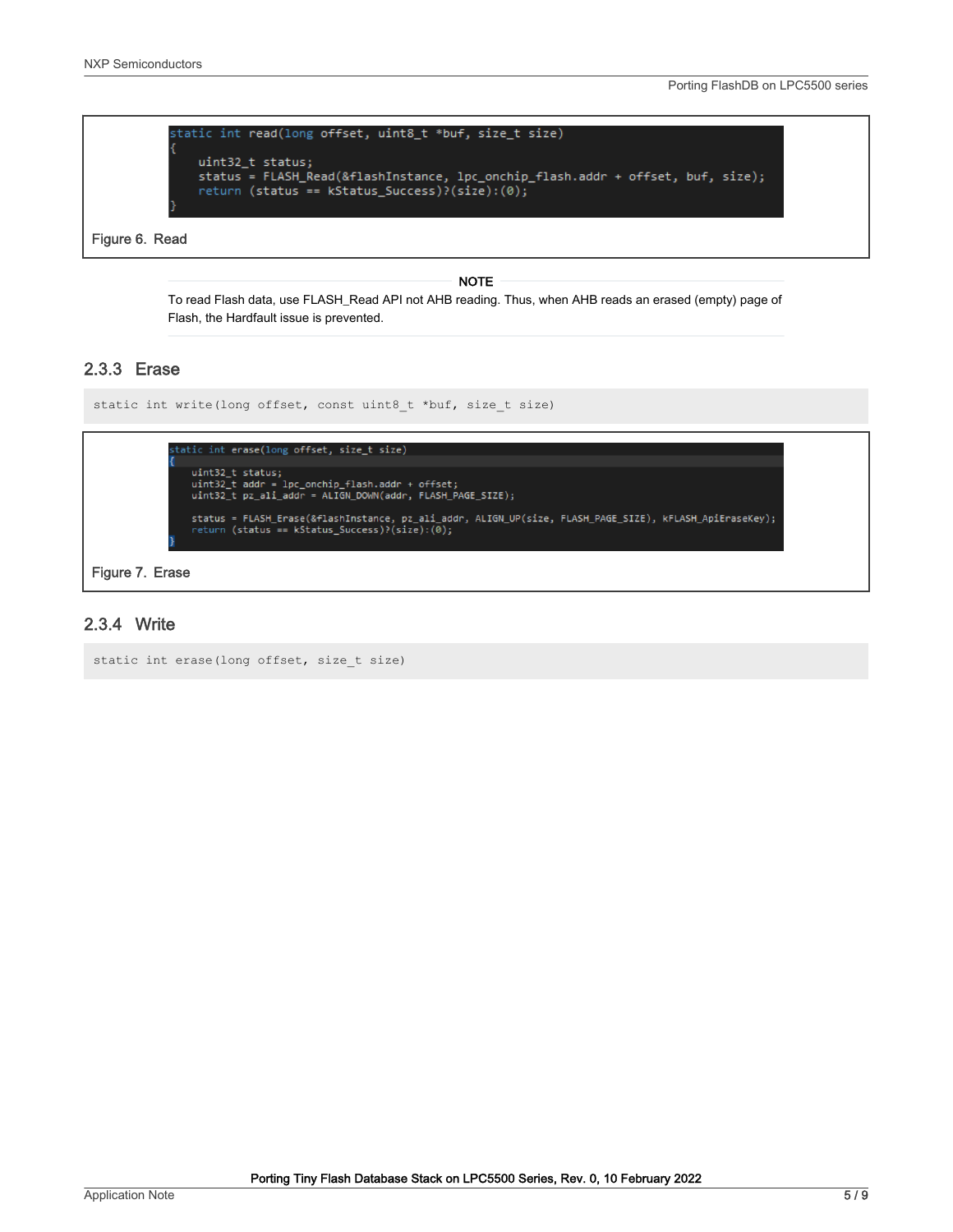```
static int read(long offset, uint8_t *buf, size_t size)
{
    uint32_t status;
    status = FLASH_Read(&flashInstance, lpc_onchip_flash.addr + offset, buf, size);
    return (status == kStatus_Success)?(size):(0);
}
```

Figure 6. Read

> **NOTE**
>
> To read Flash data, use FLASH_Read API not AHB reading. Thus, when AHB reads an erased (empty) page of Flash, the Hardfault issue is prevented.

### 2.3.3 Erase

```
static int write(long offset, const uint8_t *buf, size_t size)
```

```
static int erase(long offset, size_t size)
{
    uint32_t status;
    uint32_t addr = lpc_onchip_flash.addr + offset;
    uint32_t pz_ali_addr = ALIGN_DOWN(addr, FLASH_PAGE_SIZE);

    status = FLASH_Erase(&flashInstance, pz_ali_addr, ALIGN_UP(size, FLASH_PAGE_SIZE), kFLASH_ApiEraseKey);
    return (status == kStatus_Success)?(size):(0);
}
```

Figure 7. Erase

### 2.3.4 Write

```
static int erase(long offset, size_t size)
```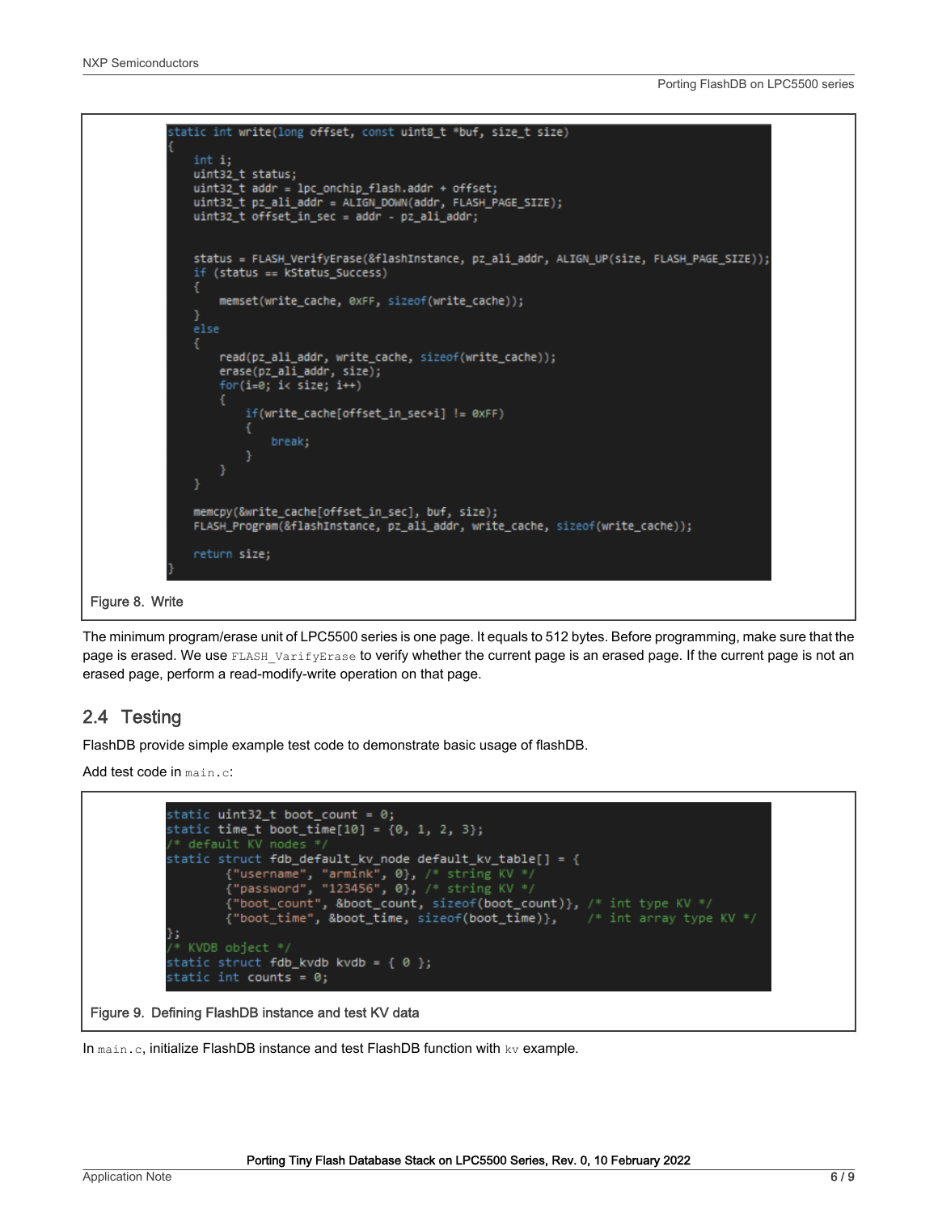```c
static int write(long offset, const uint8_t *buf, size_t size)
{
    int i;
    uint32_t status;
    uint32_t addr = lpc_onchip_flash.addr + offset;
    uint32_t pz_ali_addr = ALIGN_DOWN(addr, FLASH_PAGE_SIZE);
    uint32_t offset_in_sec = addr - pz_ali_addr;


    status = FLASH_VerifyErase(&flashInstance, pz_ali_addr, ALIGN_UP(size, FLASH_PAGE_SIZE));
    if (status == kStatus_Success)
    {
        memset(write_cache, 0xFF, sizeof(write_cache));
    }
    else
    {
        read(pz_ali_addr, write_cache, sizeof(write_cache));
        erase(pz_ali_addr, size);
        for(i=0; i< size; i++)
        {
            if(write_cache[offset_in_sec+i] != 0xFF)
            {
                break;
            }
        }
    }

    memcpy(&write_cache[offset_in_sec], buf, size);
    FLASH_Program(&flashInstance, pz_ali_addr, write_cache, sizeof(write_cache));

    return size;
}
```

Figure 8. Write

The minimum program/erase unit of LPC5500 series is one page. It equals to 512 bytes. Before programming, make sure that the page is erased. We use `FLASH_VarifyErase` to verify whether the current page is an erased page. If the current page is not an erased page, perform a read-modify-write operation on that page.

## 2.4 Testing

FlashDB provide simple example test code to demonstrate basic usage of flashDB.

Add test code in `main.c`:

```c
static uint32_t boot_count = 0;
static time_t boot_time[10] = {0, 1, 2, 3};
/* default KV nodes */
static struct fdb_default_kv_node default_kv_table[] = {
        {"username", "armink", 0}, /* string KV */
        {"password", "123456", 0}, /* string KV */
        {"boot_count", &boot_count, sizeof(boot_count)}, /* int type KV */
        {"boot_time", &boot_time, sizeof(boot_time)},    /* int array type KV */
};
/* KVDB object */
static struct fdb_kvdb kvdb = { 0 };
static int counts = 0;
```

Figure 9. Defining FlashDB instance and test KV data

In `main.c`, initialize FlashDB instance and test FlashDB function with `kv` example.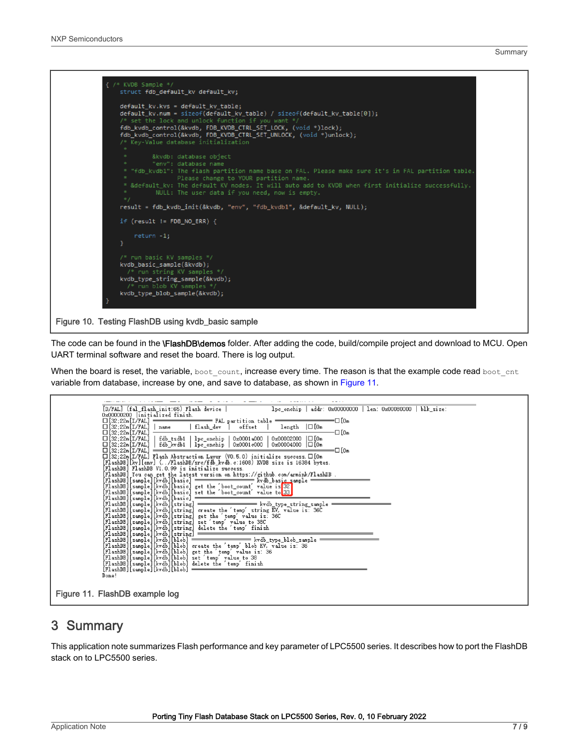```
{ /* KVDB Sample */
    struct fdb_default_kv default_kv;

    default_kv.kvs = default_kv_table;
    default_kv.num = sizeof(default_kv_table) / sizeof(default_kv_table[0]);
    /* set the lock and unlock function if you want */
    fdb_kvdb_control(&kvdb, FDB_KVDB_CTRL_SET_LOCK, (void *)lock);
    fdb_kvdb_control(&kvdb, FDB_KVDB_CTRL_SET_UNLOCK, (void *)unlock);
    /* Key-Value database initialization
     *
     *       &kvdb: database object
     *       "env": database name
     * "fdb_kvdb1": The flash partition name base on FAL. Please make sure it's in FAL partition table.
     *              Please change to YOUR partition name.
     * &default_kv: The default KV nodes. It will auto add to KVDB when first initialize successfully.
     *        NULL: The user data if you need, now is empty.
     */
    result = fdb_kvdb_init(&kvdb, "env", "fdb_kvdb1", &default_kv, NULL);

    if (result != FDB_NO_ERR) {

        return -1;
    }

    /* run basic KV samples */
    kvdb_basic_sample(&kvdb);
      /* run string KV samples */
    kvdb_type_string_sample(&kvdb);
      /* run blob KV samples */
    kvdb_type_blob_sample(&kvdb);
}
```

Figure 10. Testing FlashDB using kvdb_basic sample

The code can be found in the **\FlashDB\demos** folder. After adding the code, build/compile project and download to MCU. Open UART terminal software and reset the board. There is log output.

When the board is reset, the variable, `boot_count`, increase every time. The reason is that the example code read `boot_cnt` variable from database, increase by one, and save to database, as shown in Figure 11.

```
[D/FAL] (fal_flash_init:65) Flash device |                lpc_onchip | addr: 0x00000000 | len: 0x00080000 | blk_size:
0x00000200 |initialized finish.
[32;22m[I/FAL] ================= FAL partition table ================[0m
[32;22m[I/FAL] | name      | flash_dev   |   offset   |    length  |[0m
[32;22m[I/FAL] -------------------------------------------------------[0m
[32;22m[I/FAL] | fdb_tsdb1 | lpc_onchip  | 0x0001a000 | 0x00002000 |[0m
[32;22m[I/FAL] | fdb_kvdb1 | lpc_onchip  | 0x0001c000 | 0x00004000 |[0m
[32;22m[I/FAL] =======================================================[0m
[32;22m[I/FAL] Flash Abstraction Layer (V0.5.0) initialize success.[0m
[FlashDB][kv][env] (../FlashDB/src/fdb_kvdb.c:1608) KVDB size is 16384 bytes.
[FlashDB] FlashDB V1.0.99 is initialize success.
[FlashDB] You can get the latest version on https://github.com/armink/FlashDB .
[FlashDB][sample][kvdb][basic] ========================== kvdb_basic_sample ==========================
[FlashDB][sample][kvdb][basic] get the 'boot_count' value is 32
[FlashDB][sample][kvdb][basic] set the 'boot_count' value to 33
[FlashDB][sample][kvdb][basic] ===========================================================
[FlashDB][sample][kvdb][string] ====================== kvdb_type_string_sample ======================
[FlashDB][sample][kvdb][string] create the 'temp' string KV, value is: 36C
[FlashDB][sample][kvdb][string] get the 'temp' value is: 36C
[FlashDB][sample][kvdb][string] set 'temp' value to 38C
[FlashDB][sample][kvdb][string] delete the 'temp' finish
[FlashDB][sample][kvdb][string] ===========================================================
[FlashDB][sample][kvdb][blob] ====================== kvdb_type_blob_sample ======================
[FlashDB][sample][kvdb][blob] create the 'temp' blob KV, value is: 36
[FlashDB][sample][kvdb][blob] get the 'temp' value is: 36
[FlashDB][sample][kvdb][blob] set 'temp' value to 38
[FlashDB][sample][kvdb][blob] delete the 'temp' finish
[FlashDB][sample][kvdb][blob] ===========================================================
Done!
```

Figure 11. FlashDB example log

# 3 Summary

This application note summarizes Flash performance and key parameter of LPC5500 series. It describes how to port the FlashDB stack on to LPC5500 series.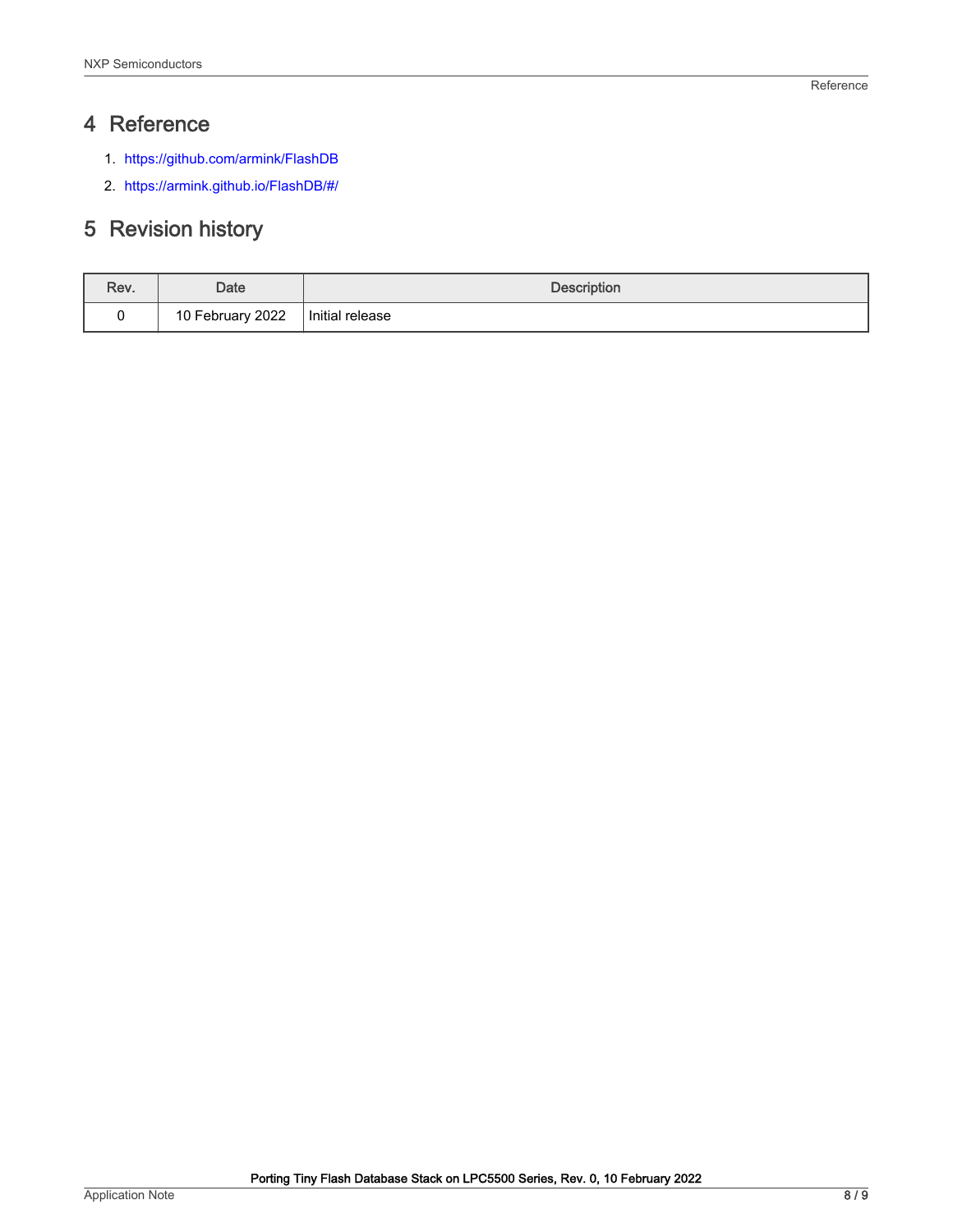## 4 Reference

1. https://github.com/armink/FlashDB
2. https://armink.github.io/FlashDB/#/

## 5 Revision history

| Rev. | Date | Description |
|---|---|---|
| 0 | 10 February 2022 | Initial release |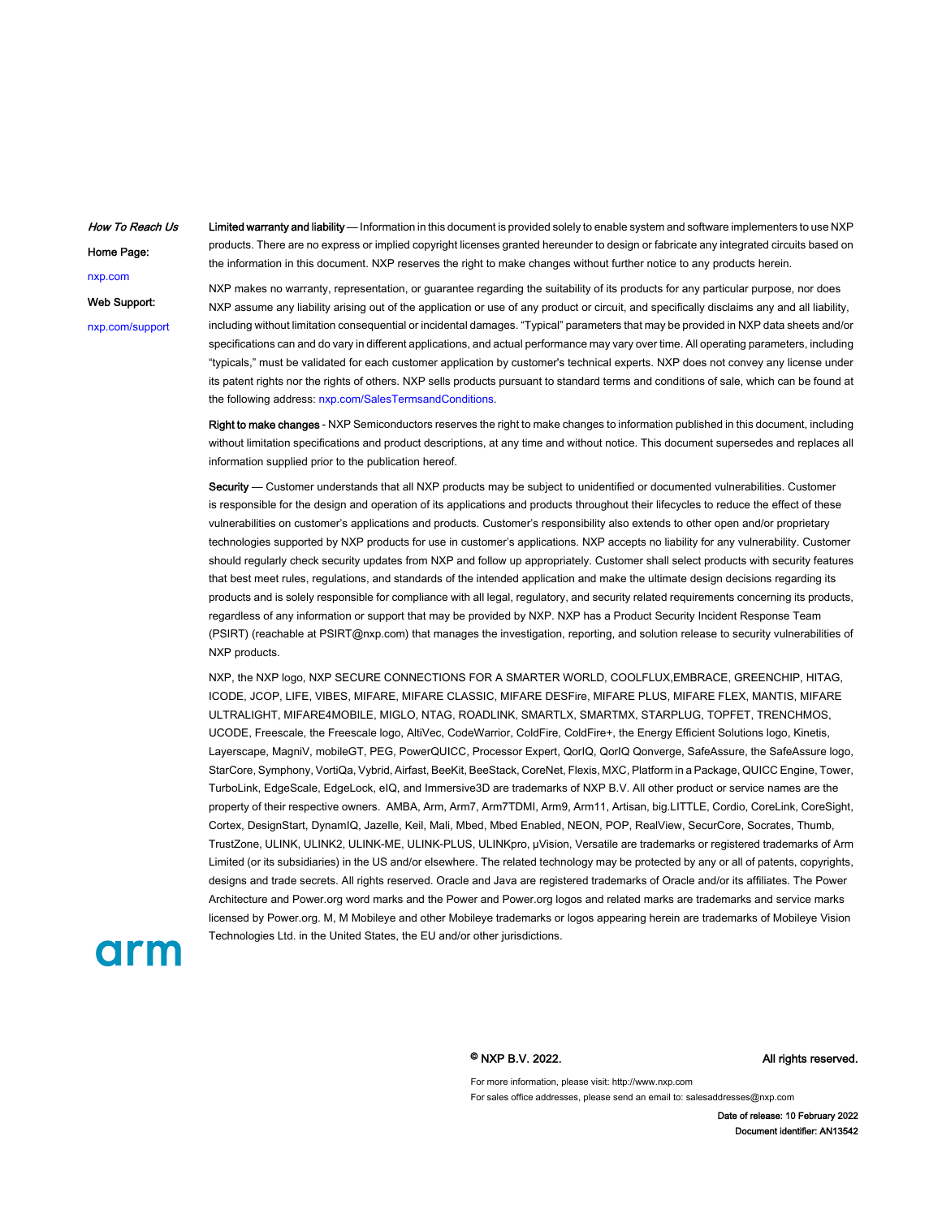*How To Reach Us*

**Home Page:**

nxp.com

**Web Support:**

nxp.com/support

**Limited warranty and liability** — Information in this document is provided solely to enable system and software implementers to use NXP products. There are no express or implied copyright licenses granted hereunder to design or fabricate any integrated circuits based on the information in this document. NXP reserves the right to make changes without further notice to any products herein.

NXP makes no warranty, representation, or guarantee regarding the suitability of its products for any particular purpose, nor does NXP assume any liability arising out of the application or use of any product or circuit, and specifically disclaims any and all liability, including without limitation consequential or incidental damages. "Typical" parameters that may be provided in NXP data sheets and/or specifications can and do vary in different applications, and actual performance may vary over time. All operating parameters, including "typicals," must be validated for each customer application by customer's technical experts. NXP does not convey any license under its patent rights nor the rights of others. NXP sells products pursuant to standard terms and conditions of sale, which can be found at the following address: nxp.com/SalesTermsandConditions.

**Right to make changes** - NXP Semiconductors reserves the right to make changes to information published in this document, including without limitation specifications and product descriptions, at any time and without notice. This document supersedes and replaces all information supplied prior to the publication hereof.

**Security** — Customer understands that all NXP products may be subject to unidentified or documented vulnerabilities. Customer is responsible for the design and operation of its applications and products throughout their lifecycles to reduce the effect of these vulnerabilities on customer's applications and products. Customer's responsibility also extends to other open and/or proprietary technologies supported by NXP products for use in customer's applications. NXP accepts no liability for any vulnerability. Customer should regularly check security updates from NXP and follow up appropriately. Customer shall select products with security features that best meet rules, regulations, and standards of the intended application and make the ultimate design decisions regarding its products and is solely responsible for compliance with all legal, regulatory, and security related requirements concerning its products, regardless of any information or support that may be provided by NXP. NXP has a Product Security Incident Response Team (PSIRT) (reachable at PSIRT@nxp.com) that manages the investigation, reporting, and solution release to security vulnerabilities of NXP products.

NXP, the NXP logo, NXP SECURE CONNECTIONS FOR A SMARTER WORLD, COOLFLUX,EMBRACE, GREENCHIP, HITAG, ICODE, JCOP, LIFE, VIBES, MIFARE, MIFARE CLASSIC, MIFARE DESFire, MIFARE PLUS, MIFARE FLEX, MANTIS, MIFARE ULTRALIGHT, MIFARE4MOBILE, MIGLO, NTAG, ROADLINK, SMARTLX, SMARTMX, STARPLUG, TOPFET, TRENCHMOS, UCODE, Freescale, the Freescale logo, AltiVec, CodeWarrior, ColdFire, ColdFire+, the Energy Efficient Solutions logo, Kinetis, Layerscape, MagniV, mobileGT, PEG, PowerQUICC, Processor Expert, QorIQ, QorIQ Qonverge, SafeAssure, the SafeAssure logo, StarCore, Symphony, VortiQa, Vybrid, Airfast, BeeKit, BeeStack, CoreNet, Flexis, MXC, Platform in a Package, QUICC Engine, Tower, TurboLink, EdgeScale, EdgeLock, eIQ, and Immersive3D are trademarks of NXP B.V. All other product or service names are the property of their respective owners. AMBA, Arm, Arm7, Arm7TDMI, Arm9, Arm11, Artisan, big.LITTLE, Cordio, CoreLink, CoreSight, Cortex, DesignStart, DynamIQ, Jazelle, Keil, Mali, Mbed, Mbed Enabled, NEON, POP, RealView, SecurCore, Socrates, Thumb, TrustZone, ULINK, ULINK2, ULINK-ME, ULINK-PLUS, ULINKpro, μVision, Versatile are trademarks or registered trademarks of Arm Limited (or its subsidiaries) in the US and/or elsewhere. The related technology may be protected by any or all of patents, copyrights, designs and trade secrets. All rights reserved. Oracle and Java are registered trademarks of Oracle and/or its affiliates. The Power Architecture and Power.org word marks and the Power and Power.org logos and related marks are trademarks and service marks licensed by Power.org. M, M Mobileye and other Mobileye trademarks or logos appearing herein are trademarks of Mobileye Vision Technologies Ltd. in the United States, the EU and/or other jurisdictions.

© NXP B.V. 2022. All rights reserved.

For more information, please visit: http://www.nxp.com

For sales office addresses, please send an email to: salesaddresses@nxp.com

Date of release: 10 February 2022

Document identifier: AN13542